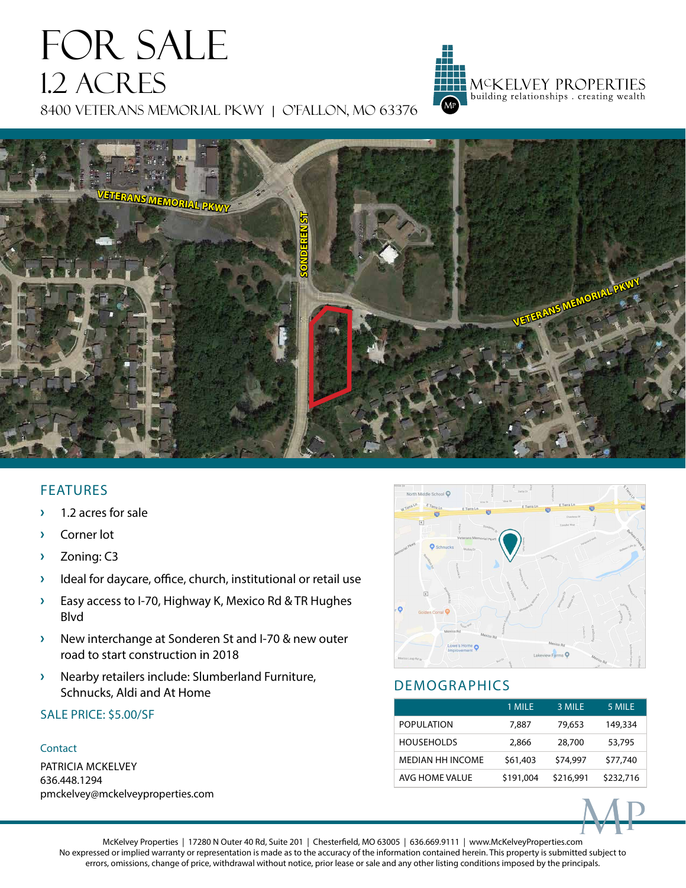# FOR SALE

## 1.2 ACRES

8400 VETERANS MEMORIAL PKWY | O'FALLON, MO 63376

McKELVEY PROPERTIES
building relationships . creating wealth

## FEATURES

- 1.2 acres for sale
- Corner lot
- Zoning: C3
- Ideal for daycare, office, church, institutional or retail use
- Easy access to I-70, Highway K, Mexico Rd & TR Hughes Blvd
- New interchange at Sonderen St and I-70 & new outer road to start construction in 2018
- Nearby retailers include: Slumberland Furniture, Schnucks, Aldi and At Home

SALE PRICE: $5.00/SF

Contact

PATRICIA MCKELVEY
636.448.1294
pmckelvey@mckelveyproperties.com

## DEMOGRAPHICS

| | 1 MILE | 3 MILE | 5 MILE |
|---|---|---|---|
| POPULATION | 7,887 | 79,653 | 149,334 |
| HOUSEHOLDS | 2,866 | 28,700 | 53,795 |
| MEDIAN HH INCOME | $61,403 | $74,997 | $77,740 |
| AVG HOME VALUE | $191,004 | $216,991 | $232,716 |

McKelvey Properties | 17280 N Outer 40 Rd, Suite 201 | Chesterfield, MO 63005 | 636.669.9111 | www.McKelveyProperties.com
No expressed or implied warranty or representation is made as to the accuracy of the information contained herein. This property is submitted subject to errors, omissions, change of price, withdrawal without notice, prior lease or sale and any other listing conditions imposed by the principals.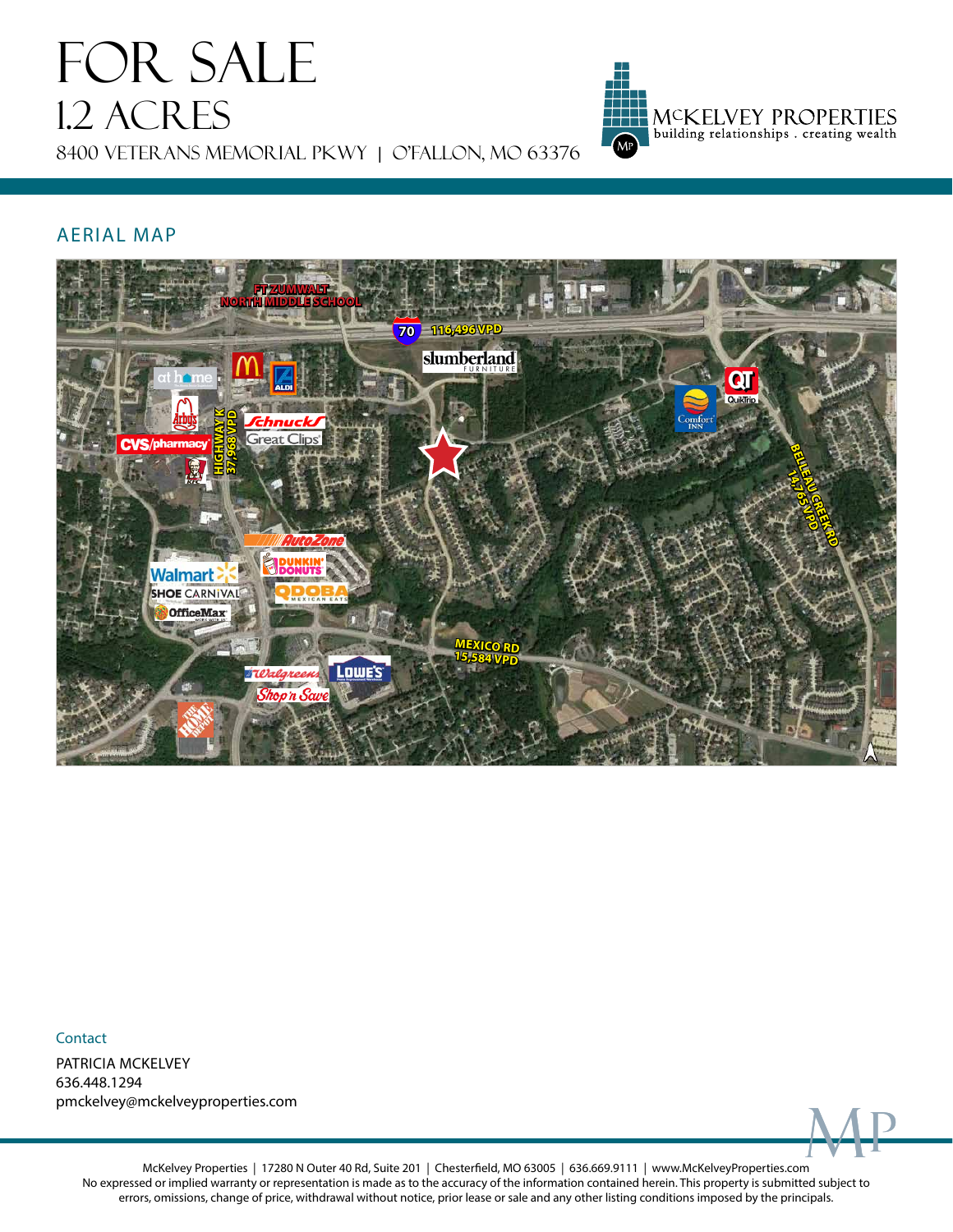# FOR SALE

## 1.2 ACRES

8400 VETERANS MEMORIAL PKWY | O'FALLON, MO 63376

MCKELVEY PROPERTIES
building relationships . creating wealth

## AERIAL MAP

FT ZUMWALT NORTH MIDDLE SCHOOL

70 116,496 VPD

HIGHWAY K 37,968 VPD

MEXICO RD 15,584 VPD

BELLEAU CREEK RD 14,765 VPD

Contact

PATRICIA MCKELVEY
636.448.1294
pmckelvey@mckelveyproperties.com

McKelvey Properties | 17280 N Outer 40 Rd, Suite 201 | Chesterfield, MO 63005 | 636.669.9111 | www.McKelveyProperties.com
No expressed or implied warranty or representation is made as to the accuracy of the information contained herein. This property is submitted subject to errors, omissions, change of price, withdrawal without notice, prior lease or sale and any other listing conditions imposed by the principals.